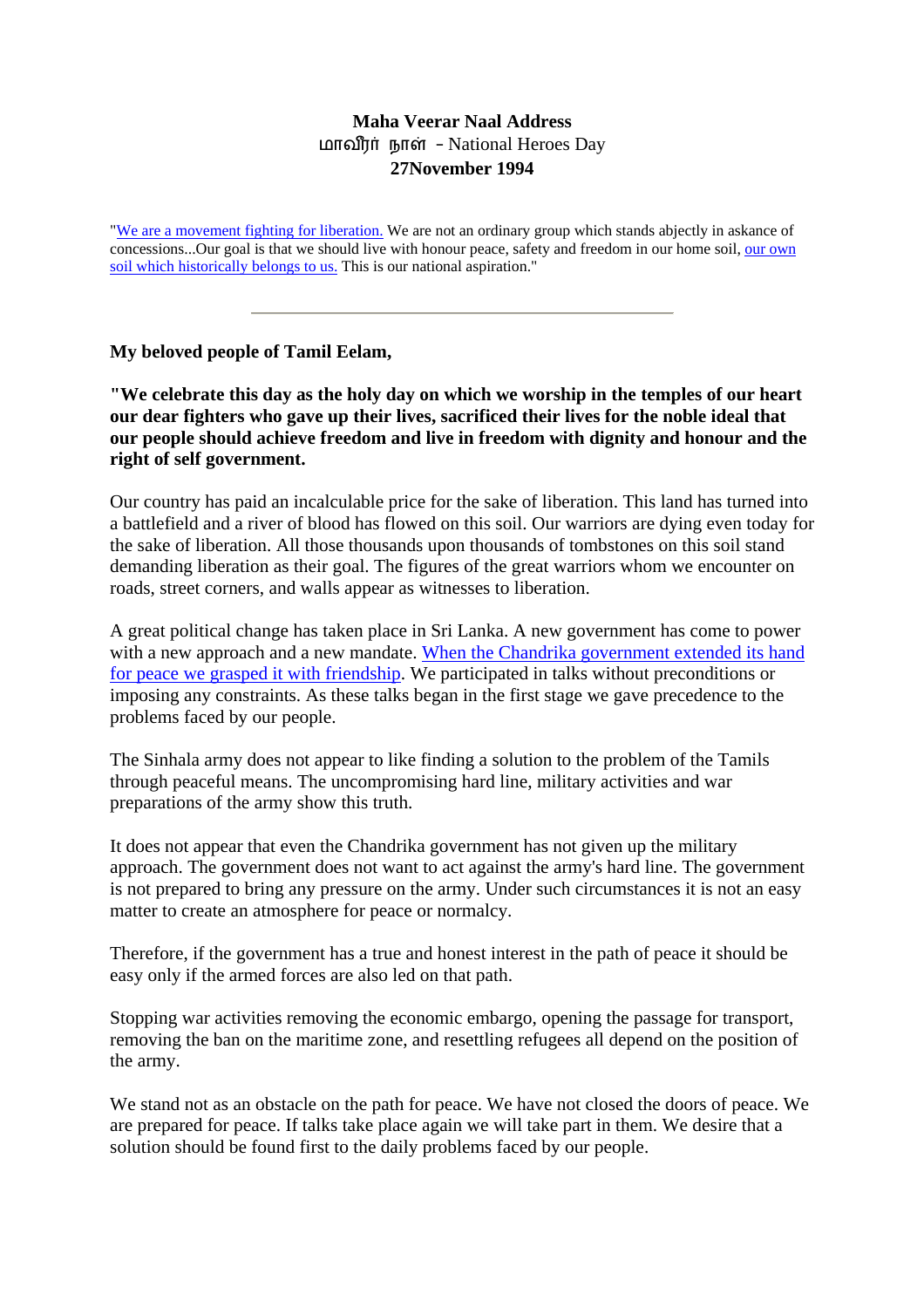**Maha Veerar Naal Address**
மாவீரர் நாள் - National Heroes Day
**27November 1994**

"We are a movement fighting for liberation. We are not an ordinary group which stands abjectly in askance of concessions...Our goal is that we should live with honour peace, safety and freedom in our home soil, our own soil which historically belongs to us. This is our national aspiration."

---

**My beloved people of Tamil Eelam,**

**"We celebrate this day as the holy day on which we worship in the temples of our heart our dear fighters who gave up their lives, sacrificed their lives for the noble ideal that our people should achieve freedom and live in freedom with dignity and honour and the right of self government.**

Our country has paid an incalculable price for the sake of liberation. This land has turned into a battlefield and a river of blood has flowed on this soil. Our warriors are dying even today for the sake of liberation. All those thousands upon thousands of tombstones on this soil stand demanding liberation as their goal. The figures of the great warriors whom we encounter on roads, street corners, and walls appear as witnesses to liberation.

A great political change has taken place in Sri Lanka. A new government has come to power with a new approach and a new mandate. When the Chandrika government extended its hand for peace we grasped it with friendship. We participated in talks without preconditions or imposing any constraints. As these talks began in the first stage we gave precedence to the problems faced by our people.

The Sinhala army does not appear to like finding a solution to the problem of the Tamils through peaceful means. The uncompromising hard line, military activities and war preparations of the army show this truth.

It does not appear that even the Chandrika government has not given up the military approach. The government does not want to act against the army's hard line. The government is not prepared to bring any pressure on the army. Under such circumstances it is not an easy matter to create an atmosphere for peace or normalcy.

Therefore, if the government has a true and honest interest in the path of peace it should be easy only if the armed forces are also led on that path.

Stopping war activities removing the economic embargo, opening the passage for transport, removing the ban on the maritime zone, and resettling refugees all depend on the position of the army.

We stand not as an obstacle on the path for peace. We have not closed the doors of peace. We are prepared for peace. If talks take place again we will take part in them. We desire that a solution should be found first to the daily problems faced by our people.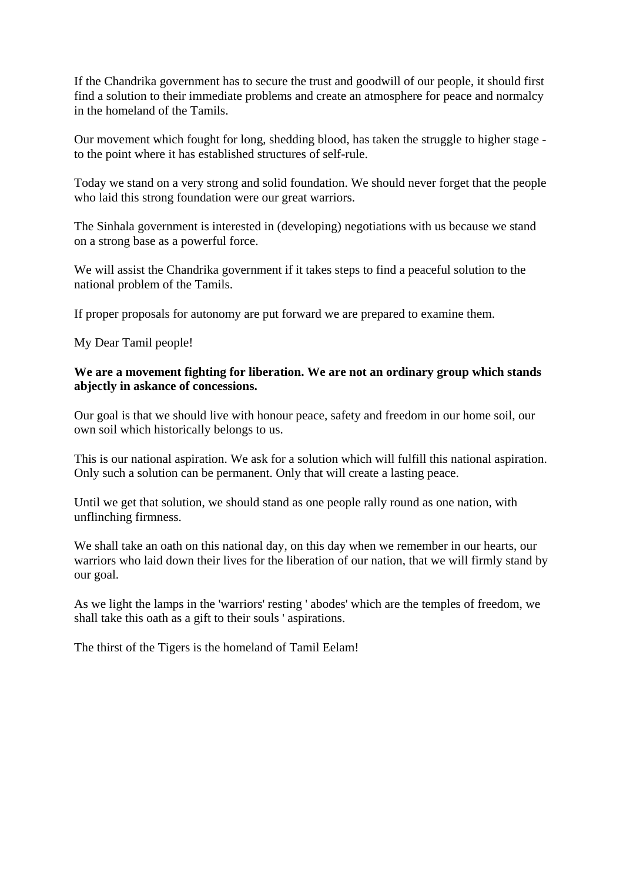If the Chandrika government has to secure the trust and goodwill of our people, it should first find a solution to their immediate problems and create an atmosphere for peace and normalcy in the homeland of the Tamils.

Our movement which fought for long, shedding blood, has taken the struggle to higher stage - to the point where it has established structures of self-rule.

Today we stand on a very strong and solid foundation. We should never forget that the people who laid this strong foundation were our great warriors.

The Sinhala government is interested in (developing) negotiations with us because we stand on a strong base as a powerful force.

We will assist the Chandrika government if it takes steps to find a peaceful solution to the national problem of the Tamils.

If proper proposals for autonomy are put forward we are prepared to examine them.

My Dear Tamil people!

**We are a movement fighting for liberation. We are not an ordinary group which stands abjectly in askance of concessions.**

Our goal is that we should live with honour peace, safety and freedom in our home soil, our own soil which historically belongs to us.

This is our national aspiration. We ask for a solution which will fulfill this national aspiration. Only such a solution can be permanent. Only that will create a lasting peace.

Until we get that solution, we should stand as one people rally round as one nation, with unflinching firmness.

We shall take an oath on this national day, on this day when we remember in our hearts, our warriors who laid down their lives for the liberation of our nation, that we will firmly stand by our goal.

As we light the lamps in the 'warriors' resting ' abodes' which are the temples of freedom, we shall take this oath as a gift to their souls ' aspirations.

The thirst of the Tigers is the homeland of Tamil Eelam!